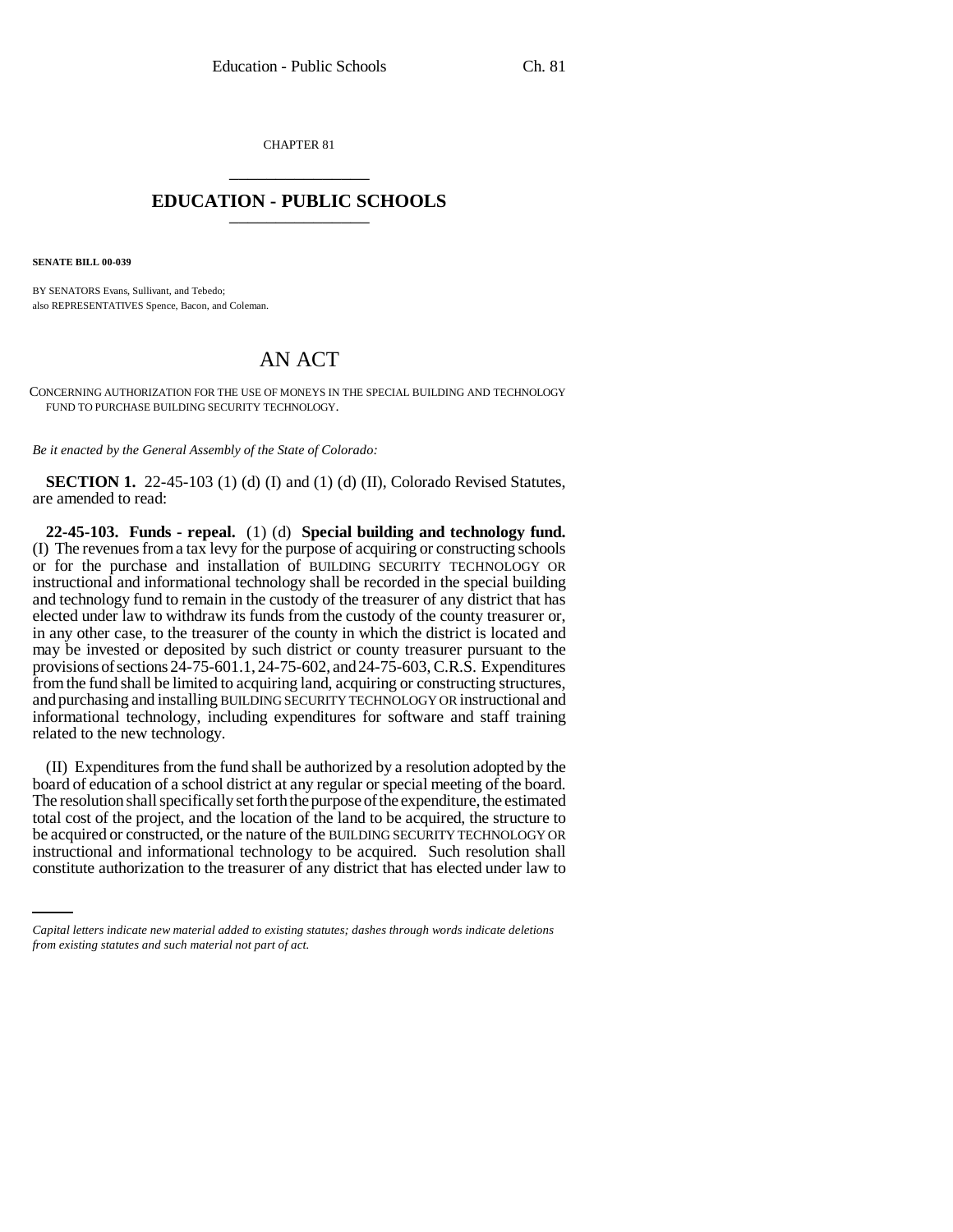CHAPTER 81

## EDUCATION - PUBLIC SCHOOLS

**SENATE BILL 00-039**

BY SENATORS Evans, Sullivant, and Tebedo;
also REPRESENTATIVES Spence, Bacon, and Coleman.

# AN ACT

CONCERNING AUTHORIZATION FOR THE USE OF MONEYS IN THE SPECIAL BUILDING AND TECHNOLOGY FUND TO PURCHASE BUILDING SECURITY TECHNOLOGY.

*Be it enacted by the General Assembly of the State of Colorado:*

**SECTION 1.** 22-45-103 (1) (d) (I) and (1) (d) (II), Colorado Revised Statutes, are amended to read:

**22-45-103. Funds - repeal.** (1) (d) **Special building and technology fund.** (I) The revenues from a tax levy for the purpose of acquiring or constructing schools or for the purchase and installation of BUILDING SECURITY TECHNOLOGY OR instructional and informational technology shall be recorded in the special building and technology fund to remain in the custody of the treasurer of any district that has elected under law to withdraw its funds from the custody of the county treasurer or, in any other case, to the treasurer of the county in which the district is located and may be invested or deposited by such district or county treasurer pursuant to the provisions of sections 24-75-601.1, 24-75-602, and 24-75-603, C.R.S. Expenditures from the fund shall be limited to acquiring land, acquiring or constructing structures, and purchasing and installing BUILDING SECURITY TECHNOLOGY OR instructional and informational technology, including expenditures for software and staff training related to the new technology.

(II) Expenditures from the fund shall be authorized by a resolution adopted by the board of education of a school district at any regular or special meeting of the board. The resolution shall specifically set forth the purpose of the expenditure, the estimated total cost of the project, and the location of the land to be acquired, the structure to be acquired or constructed, or the nature of the BUILDING SECURITY TECHNOLOGY OR instructional and informational technology to be acquired. Such resolution shall constitute authorization to the treasurer of any district that has elected under law to

*Capital letters indicate new material added to existing statutes; dashes through words indicate deletions from existing statutes and such material not part of act.*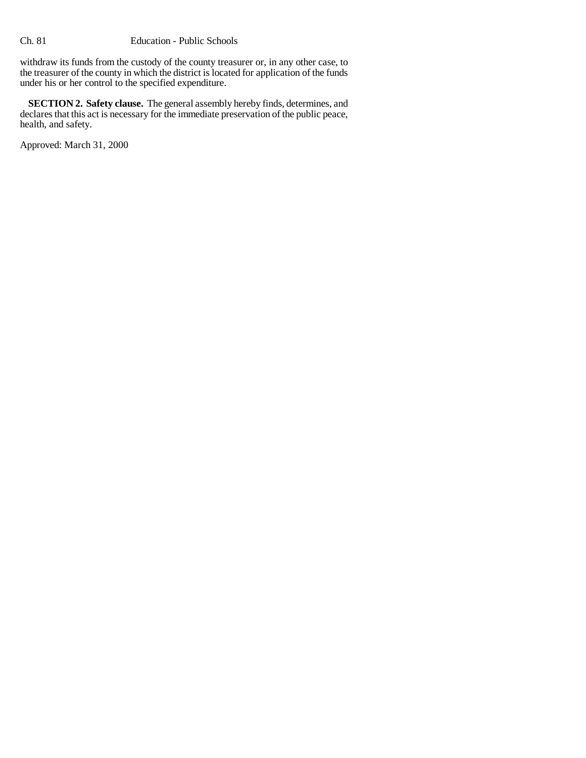withdraw its funds from the custody of the county treasurer or, in any other case, to the treasurer of the county in which the district is located for application of the funds under his or her control to the specified expenditure.

**SECTION 2. Safety clause.** The general assembly hereby finds, determines, and declares that this act is necessary for the immediate preservation of the public peace, health, and safety.

Approved: March 31, 2000